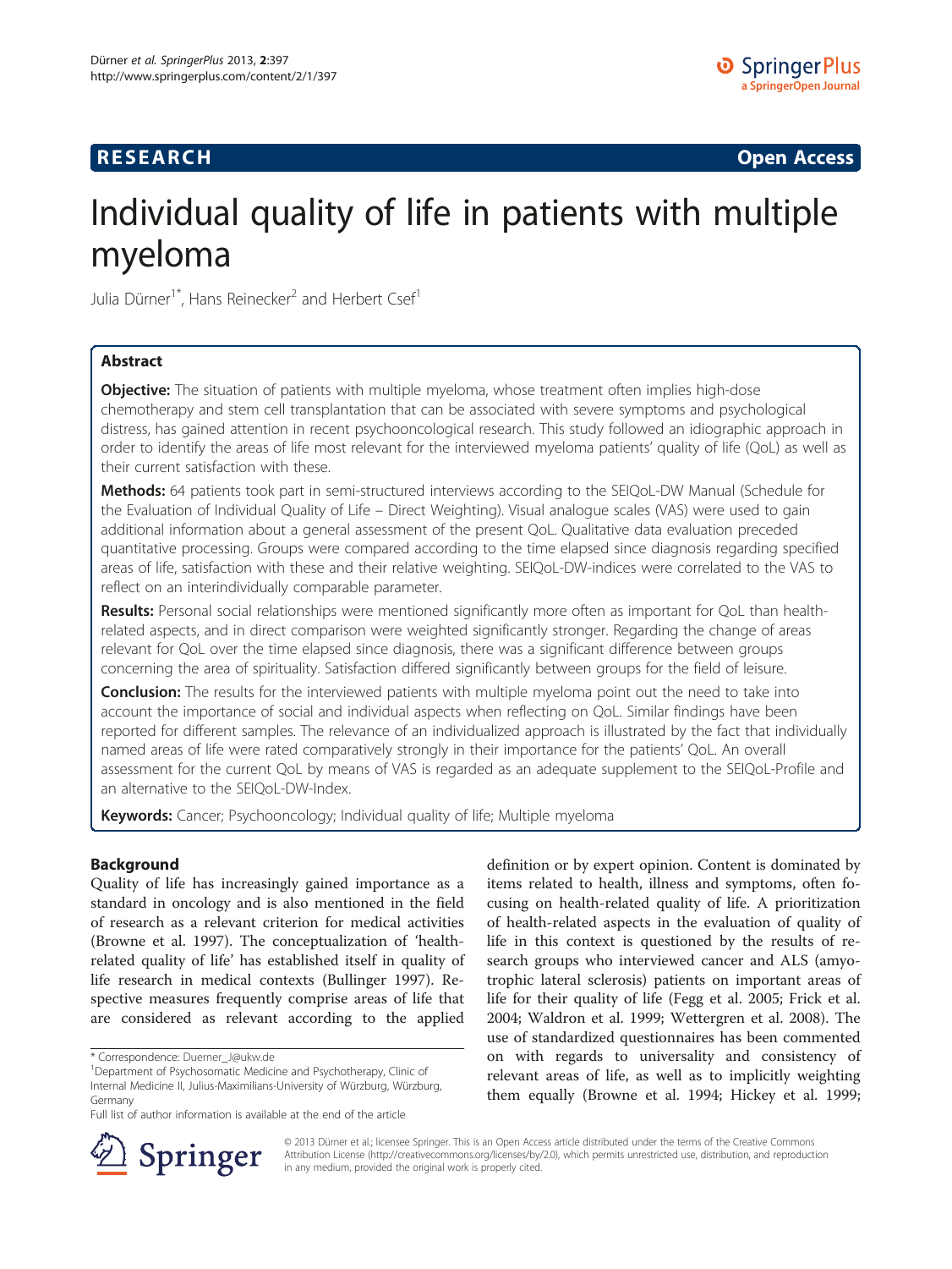**RESEARCH** **Open Access**

# Individual quality of life in patients with multiple myeloma

Julia Dürner[1*], Hans Reinecker[2] and Herbert Csef[1]

## Abstract

**Objective:** The situation of patients with multiple myeloma, whose treatment often implies high-dose chemotherapy and stem cell transplantation that can be associated with severe symptoms and psychological distress, has gained attention in recent psychooncological research. This study followed an idiographic approach in order to identify the areas of life most relevant for the interviewed myeloma patients' quality of life (QoL) as well as their current satisfaction with these.

**Methods:** 64 patients took part in semi-structured interviews according to the SEIQoL-DW Manual (Schedule for the Evaluation of Individual Quality of Life – Direct Weighting). Visual analogue scales (VAS) were used to gain additional information about a general assessment of the present QoL. Qualitative data evaluation preceded quantitative processing. Groups were compared according to the time elapsed since diagnosis regarding specified areas of life, satisfaction with these and their relative weighting. SEIQoL-DW-indices were correlated to the VAS to reflect on an interindividually comparable parameter.

**Results:** Personal social relationships were mentioned significantly more often as important for QoL than health-related aspects, and in direct comparison were weighted significantly stronger. Regarding the change of areas relevant for QoL over the time elapsed since diagnosis, there was a significant difference between groups concerning the area of spirituality. Satisfaction differed significantly between groups for the field of leisure.

**Conclusion:** The results for the interviewed patients with multiple myeloma point out the need to take into account the importance of social and individual aspects when reflecting on QoL. Similar findings have been reported for different samples. The relevance of an individualized approach is illustrated by the fact that individually named areas of life were rated comparatively strongly in their importance for the patients' QoL. An overall assessment for the current QoL by means of VAS is regarded as an adequate supplement to the SEIQoL-Profile and an alternative to the SEIQoL-DW-Index.

**Keywords:** Cancer; Psychooncology; Individual quality of life; Multiple myeloma

## Background

Quality of life has increasingly gained importance as a standard in oncology and is also mentioned in the field of research as a relevant criterion for medical activities (Browne et al. 1997). The conceptualization of 'health-related quality of life' has established itself in quality of life research in medical contexts (Bullinger 1997). Respective measures frequently comprise areas of life that are considered as relevant according to the applied definition or by expert opinion. Content is dominated by items related to health, illness and symptoms, often focusing on health-related quality of life. A prioritization of health-related aspects in the evaluation of quality of life in this context is questioned by the results of research groups who interviewed cancer and ALS (amyotrophic lateral sclerosis) patients on important areas of life for their quality of life (Fegg et al. 2005; Frick et al. 2004; Waldron et al. 1999; Wettergren et al. 2008). The use of standardized questionnaires has been commented on with regards to universality and consistency of relevant areas of life, as well as to implicitly weighting them equally (Browne et al. 1994; Hickey et al. 1999;

\* Correspondence: Duerner_J@ukw.de
[1]Department of Psychosomatic Medicine and Psychotherapy, Clinic of Internal Medicine II, Julius-Maximilians-University of Würzburg, Würzburg, Germany
Full list of author information is available at the end of the article

© 2013 Dürner et al.; licensee Springer. This is an Open Access article distributed under the terms of the Creative Commons Attribution License (http://creativecommons.org/licenses/by/2.0), which permits unrestricted use, distribution, and reproduction in any medium, provided the original work is properly cited.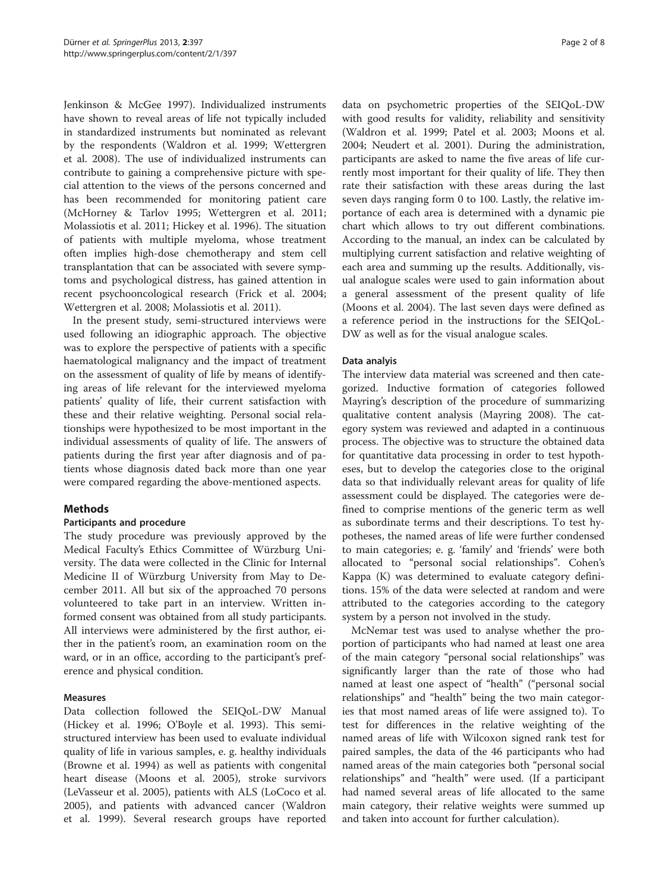Jenkinson & McGee 1997). Individualized instruments have shown to reveal areas of life not typically included in standardized instruments but nominated as relevant by the respondents (Waldron et al. 1999; Wettergren et al. 2008). The use of individualized instruments can contribute to gaining a comprehensive picture with special attention to the views of the persons concerned and has been recommended for monitoring patient care (McHorney & Tarlov 1995; Wettergren et al. 2011; Molassiotis et al. 2011; Hickey et al. 1996). The situation of patients with multiple myeloma, whose treatment often implies high-dose chemotherapy and stem cell transplantation that can be associated with severe symptoms and psychological distress, has gained attention in recent psychooncological research (Frick et al. 2004; Wettergren et al. 2008; Molassiotis et al. 2011).

In the present study, semi-structured interviews were used following an idiographic approach. The objective was to explore the perspective of patients with a specific haematological malignancy and the impact of treatment on the assessment of quality of life by means of identifying areas of life relevant for the interviewed myeloma patients' quality of life, their current satisfaction with these and their relative weighting. Personal social relationships were hypothesized to be most important in the individual assessments of quality of life. The answers of patients during the first year after diagnosis and of patients whose diagnosis dated back more than one year were compared regarding the above-mentioned aspects.

## Methods

### Participants and procedure

The study procedure was previously approved by the Medical Faculty's Ethics Committee of Würzburg University. The data were collected in the Clinic for Internal Medicine II of Würzburg University from May to December 2011. All but six of the approached 70 persons volunteered to take part in an interview. Written informed consent was obtained from all study participants. All interviews were administered by the first author, either in the patient's room, an examination room on the ward, or in an office, according to the participant's preference and physical condition.

### Measures

Data collection followed the SEIQoL-DW Manual (Hickey et al. 1996; O'Boyle et al. 1993). This semi-structured interview has been used to evaluate individual quality of life in various samples, e. g. healthy individuals (Browne et al. 1994) as well as patients with congenital heart disease (Moons et al. 2005), stroke survivors (LeVasseur et al. 2005), patients with ALS (LoCoco et al. 2005), and patients with advanced cancer (Waldron et al. 1999). Several research groups have reported data on psychometric properties of the SEIQoL-DW with good results for validity, reliability and sensitivity (Waldron et al. 1999; Patel et al. 2003; Moons et al. 2004; Neudert et al. 2001). During the administration, participants are asked to name the five areas of life currently most important for their quality of life. They then rate their satisfaction with these areas during the last seven days ranging form 0 to 100. Lastly, the relative importance of each area is determined with a dynamic pie chart which allows to try out different combinations. According to the manual, an index can be calculated by multiplying current satisfaction and relative weighting of each area and summing up the results. Additionally, visual analogue scales were used to gain information about a general assessment of the present quality of life (Moons et al. 2004). The last seven days were defined as a reference period in the instructions for the SEIQoL-DW as well as for the visual analogue scales.

### Data analyis

The interview data material was screened and then categorized. Inductive formation of categories followed Mayring's description of the procedure of summarizing qualitative content analysis (Mayring 2008). The category system was reviewed and adapted in a continuous process. The objective was to structure the obtained data for quantitative data processing in order to test hypotheses, but to develop the categories close to the original data so that individually relevant areas for quality of life assessment could be displayed. The categories were defined to comprise mentions of the generic term as well as subordinate terms and their descriptions. To test hypotheses, the named areas of life were further condensed to main categories; e. g. 'family' and 'friends' were both allocated to "personal social relationships". Cohen's Kappa (K) was determined to evaluate category definitions. 15% of the data were selected at random and were attributed to the categories according to the category system by a person not involved in the study.

McNemar test was used to analyse whether the proportion of participants who had named at least one area of the main category "personal social relationships" was significantly larger than the rate of those who had named at least one aspect of "health" ("personal social relationships" and "health" being the two main categories that most named areas of life were assigned to). To test for differences in the relative weighting of the named areas of life with Wilcoxon signed rank test for paired samples, the data of the 46 participants who had named areas of the main categories both "personal social relationships" and "health" were used. (If a participant had named several areas of life allocated to the same main category, their relative weights were summed up and taken into account for further calculation).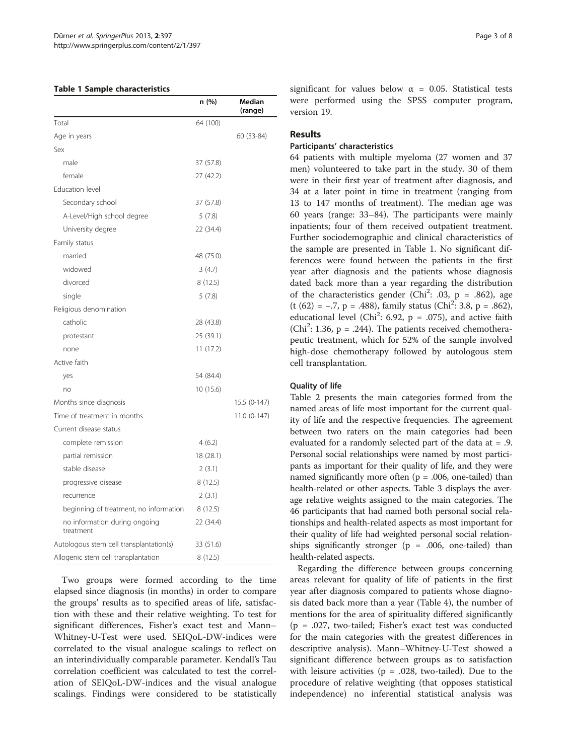**Table 1 Sample characteristics**

| | n (%) | Median (range) |
|---|---|---|
| Total | 64 (100) | |
| Age in years | | 60 (33-84) |
| Sex | | |
| male | 37 (57.8) | |
| female | 27 (42.2) | |
| Education level | | |
| Secondary school | 37 (57.8) | |
| A-Level/High school degree | 5 (7.8) | |
| University degree | 22 (34.4) | |
| Family status | | |
| married | 48 (75.0) | |
| widowed | 3 (4.7) | |
| divorced | 8 (12.5) | |
| single | 5 (7.8) | |
| Religious denomination | | |
| catholic | 28 (43.8) | |
| protestant | 25 (39.1) | |
| none | 11 (17.2) | |
| Active faith | | |
| yes | 54 (84.4) | |
| no | 10 (15.6) | |
| Months since diagnosis | | 15.5 (0-147) |
| Time of treatment in months | | 11.0 (0-147) |
| Current disease status | | |
| complete remission | 4 (6.2) | |
| partial remission | 18 (28.1) | |
| stable disease | 2 (3.1) | |
| progressive disease | 8 (12.5) | |
| recurrence | 2 (3.1) | |
| beginning of treatment, no information | 8 (12.5) | |
| no information during ongoing treatment | 22 (34.4) | |
| Autologous stem cell transplantation(s) | 33 (51.6) | |
| Allogenic stem cell transplantation | 8 (12.5) | |

Two groups were formed according to the time elapsed since diagnosis (in months) in order to compare the groups' results as to specified areas of life, satisfaction with these and their relative weighting. To test for significant differences, Fisher's exact test and Mann–Whitney-U-Test were used. SEIQoL-DW-indices were correlated to the visual analogue scalings to reflect on an interindividually comparable parameter. Kendall's Tau correlation coefficient was calculated to test the correlation of SEIQoL-DW-indices and the visual analogue scalings. Findings were considered to be statistically significant for values below $\alpha = 0.05$. Statistical tests were performed using the SPSS computer program, version 19.

## Results

### Participants' characteristics

64 patients with multiple myeloma (27 women and 37 men) volunteered to take part in the study. 30 of them were in their first year of treatment after diagnosis, and 34 at a later point in time in treatment (ranging from 13 to 147 months of treatment). The median age was 60 years (range: 33–84). The participants were mainly inpatients; four of them received outpatient treatment. Further sociodemographic and clinical characteristics of the sample are presented in Table 1. No significant differences were found between the patients in the first year after diagnosis and the patients whose diagnosis dated back more than a year regarding the distribution of the characteristics gender ($Chi^2$: .03, p = .862), age (t (62) = −.7, p = .488), family status ($Chi^2$: 3.8, p = .862), educational level ($Chi^2$: 6.92, p = .075), and active faith ($Chi^2$: 1.36, p = .244). The patients received chemotherapeutic treatment, which for 52% of the sample involved high-dose chemotherapy followed by autologous stem cell transplantation.

### Quality of life

Table 2 presents the main categories formed from the named areas of life most important for the current quality of life and the respective frequencies. The agreement between two raters on the main categories had been evaluated for a randomly selected part of the data at = .9. Personal social relationships were named by most participants as important for their quality of life, and they were named significantly more often (p = .006, one-tailed) than health-related or other aspects. Table 3 displays the average relative weights assigned to the main categories. The 46 participants that had named both personal social relationships and health-related aspects as most important for their quality of life had weighted personal social relationships significantly stronger (p = .006, one-tailed) than health-related aspects.

Regarding the difference between groups concerning areas relevant for quality of life of patients in the first year after diagnosis compared to patients whose diagnosis dated back more than a year (Table 4), the number of mentions for the area of spirituality differed significantly (p = .027, two-tailed; Fisher's exact test was conducted for the main categories with the greatest differences in descriptive analysis). Mann–Whitney-U-Test showed a significant difference between groups as to satisfaction with leisure activities (p = .028, two-tailed). Due to the procedure of relative weighting (that opposes statistical independence) no inferential statistical analysis was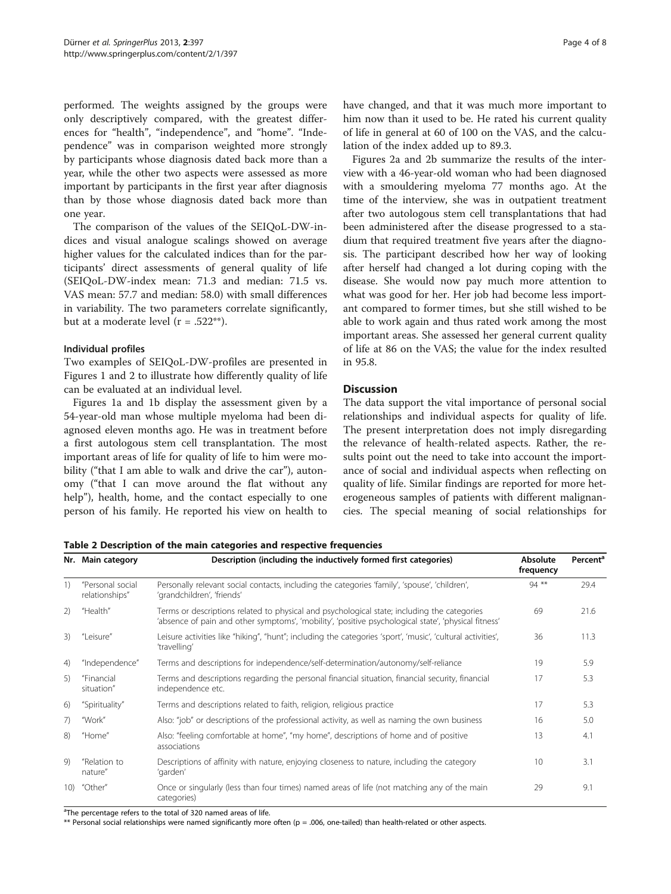performed. The weights assigned by the groups were only descriptively compared, with the greatest differences for "health", "independence", and "home". "Independence" was in comparison weighted more strongly by participants whose diagnosis dated back more than a year, while the other two aspects were assessed as more important by participants in the first year after diagnosis than by those whose diagnosis dated back more than one year.

The comparison of the values of the SEIQoL-DW-indices and visual analogue scalings showed on average higher values for the calculated indices than for the participants' direct assessments of general quality of life (SEIQoL-DW-index mean: 71.3 and median: 71.5 vs. VAS mean: 57.7 and median: 58.0) with small differences in variability. The two parameters correlate significantly, but at a moderate level (r = .522**).

#### Individual profiles

Two examples of SEIQoL-DW-profiles are presented in Figures 1 and 2 to illustrate how differently quality of life can be evaluated at an individual level.

Figures 1a and 1b display the assessment given by a 54-year-old man whose multiple myeloma had been diagnosed eleven months ago. He was in treatment before a first autologous stem cell transplantation. The most important areas of life for quality of life to him were mobility ("that I am able to walk and drive the car"), autonomy ("that I can move around the flat without any help"), health, home, and the contact especially to one person of his family. He reported his view on health to have changed, and that it was much more important to him now than it used to be. He rated his current quality of life in general at 60 of 100 on the VAS, and the calculation of the index added up to 89.3.

Figures 2a and 2b summarize the results of the interview with a 46-year-old woman who had been diagnosed with a smouldering myeloma 77 months ago. At the time of the interview, she was in outpatient treatment after two autologous stem cell transplantations that had been administered after the disease progressed to a stadium that required treatment five years after the diagnosis. The participant described how her way of looking after herself had changed a lot during coping with the disease. She would now pay much more attention to what was good for her. Her job had become less important compared to former times, but she still wished to be able to work again and thus rated work among the most important areas. She assessed her general current quality of life at 86 on the VAS; the value for the index resulted in 95.8.

## Discussion

The data support the vital importance of personal social relationships and individual aspects for quality of life. The present interpretation does not imply disregarding the relevance of health-related aspects. Rather, the results point out the need to take into account the importance of social and individual aspects when reflecting on quality of life. Similar findings are reported for more heterogeneous samples of patients with different malignancies. The special meaning of social relationships for

**Table 2 Description of the main categories and respective frequencies**

| Nr. | Main category | Description (including the inductively formed first categories) | Absolute frequency | Percent[a] |
|---|---|---|---|---|
| 1) | "Personal social relationships" | Personally relevant social contacts, including the categories 'family', 'spouse', 'children', 'grandchildren', 'friends' | 94 ** | 29.4 |
| 2) | "Health" | Terms or descriptions related to physical and psychological state; including the categories 'absence of pain and other symptoms', 'mobility', 'positive psychological state', 'physical fitness' | 69 | 21.6 |
| 3) | "Leisure" | Leisure activities like "hiking", "hunt"; including the categories 'sport', 'music', 'cultural activities', 'travelling' | 36 | 11.3 |
| 4) | "Independence" | Terms and descriptions for independence/self-determination/autonomy/self-reliance | 19 | 5.9 |
| 5) | "Financial situation" | Terms and descriptions regarding the personal financial situation, financial security, financial independence etc. | 17 | 5.3 |
| 6) | "Spirituality" | Terms and descriptions related to faith, religion, religious practice | 17 | 5.3 |
| 7) | "Work" | Also: "job" or descriptions of the professional activity, as well as naming the own business | 16 | 5.0 |
| 8) | "Home" | Also: "feeling comfortable at home", "my home", descriptions of home and of positive associations | 13 | 4.1 |
| 9) | "Relation to nature" | Descriptions of affinity with nature, enjoying closeness to nature, including the category 'garden' | 10 | 3.1 |
| 10) | "Other" | Once or singularly (less than four times) named areas of life (not matching any of the main categories) | 29 | 9.1 |

[a]The percentage refers to the total of 320 named areas of life.

** Personal social relationships were named significantly more often (p = .006, one-tailed) than health-related or other aspects.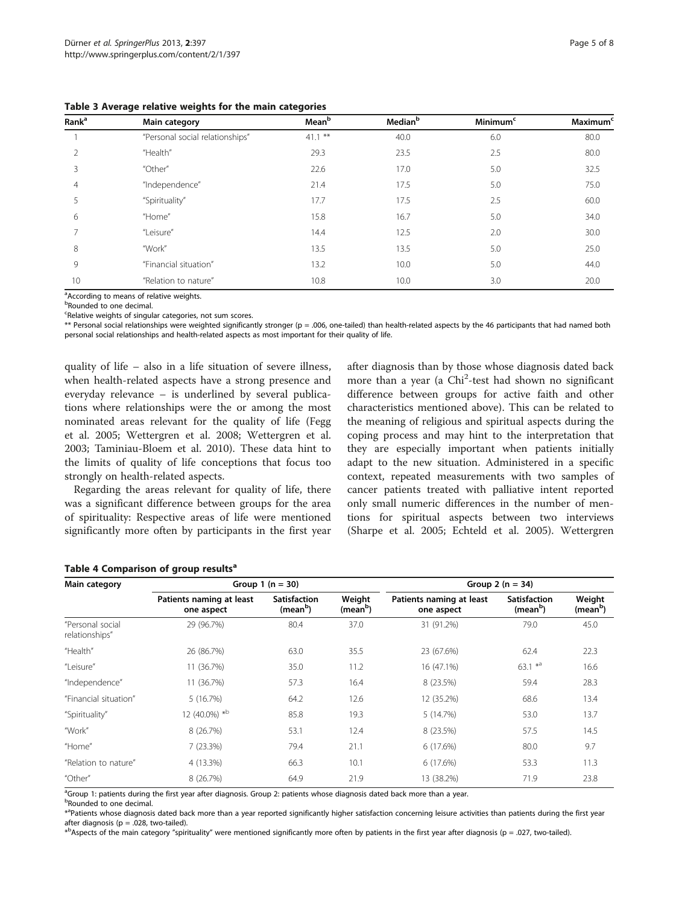**Table 3 Average relative weights for the main categories**

| Rank[a] | Main category | Mean[b] | Median[b] | Minimum[c] | Maximum[c] |
|---|---|---|---|---|---|
| 1 | "Personal social relationships" | 41.1 ** | 40.0 | 6.0 | 80.0 |
| 2 | "Health" | 29.3 | 23.5 | 2.5 | 80.0 |
| 3 | "Other" | 22.6 | 17.0 | 5.0 | 32.5 |
| 4 | "Independence" | 21.4 | 17.5 | 5.0 | 75.0 |
| 5 | "Spirituality" | 17.7 | 17.5 | 2.5 | 60.0 |
| 6 | "Home" | 15.8 | 16.7 | 5.0 | 34.0 |
| 7 | "Leisure" | 14.4 | 12.5 | 2.0 | 30.0 |
| 8 | "Work" | 13.5 | 13.5 | 5.0 | 25.0 |
| 9 | "Financial situation" | 13.2 | 10.0 | 5.0 | 44.0 |
| 10 | "Relation to nature" | 10.8 | 10.0 | 3.0 | 20.0 |

[a]According to means of relative weights.
[b]Rounded to one decimal.
[c]Relative weights of singular categories, not sum scores.
** Personal social relationships were weighted significantly stronger (p = .006, one-tailed) than health-related aspects by the 46 participants that had named both personal social relationships and health-related aspects as most important for their quality of life.

quality of life – also in a life situation of severe illness, when health-related aspects have a strong presence and everyday relevance – is underlined by several publications where relationships were the or among the most nominated areas relevant for the quality of life (Fegg et al. 2005; Wettergren et al. 2008; Wettergren et al. 2003; Taminiau-Bloem et al. 2010). These data hint to the limits of quality of life conceptions that focus too strongly on health-related aspects.

Regarding the areas relevant for quality of life, there was a significant difference between groups for the area of spirituality: Respective areas of life were mentioned significantly more often by participants in the first year after diagnosis than by those whose diagnosis dated back more than a year (a $Chi^2$-test had shown no significant difference between groups for active faith and other characteristics mentioned above). This can be related to the meaning of religious and spiritual aspects during the coping process and may hint to the interpretation that they are especially important when patients initially adapt to the new situation. Administered in a specific context, repeated measurements with two samples of cancer patients treated with palliative intent reported only small numeric differences in the number of mentions for spiritual aspects between two interviews (Sharpe et al. 2005; Echteld et al. 2005). Wettergren

**Table 4 Comparison of group results[a]**

| Main category | Group 1 (n = 30) | | | Group 2 (n = 34) | | |
|---|---|---|---|---|---|---|
| | Patients naming at least one aspect | Satisfaction (mean[b]) | Weight (mean[b]) | Patients naming at least one aspect | Satisfaction (mean[b]) | Weight (mean[b]) |
| "Personal social relationships" | 29 (96.7%) | 80.4 | 37.0 | 31 (91.2%) | 79.0 | 45.0 |
| "Health" | 26 (86.7%) | 63.0 | 35.5 | 23 (67.6%) | 62.4 | 22.3 |
| "Leisure" | 11 (36.7%) | 35.0 | 11.2 | 16 (47.1%) | 63.1 *[a] | 16.6 |
| "Independence" | 11 (36.7%) | 57.3 | 16.4 | 8 (23.5%) | 59.4 | 28.3 |
| "Financial situation" | 5 (16.7%) | 64.2 | 12.6 | 12 (35.2%) | 68.6 | 13.4 |
| "Spirituality" | 12 (40.0%) *[b] | 85.8 | 19.3 | 5 (14.7%) | 53.0 | 13.7 |
| "Work" | 8 (26.7%) | 53.1 | 12.4 | 8 (23.5%) | 57.5 | 14.5 |
| "Home" | 7 (23.3%) | 79.4 | 21.1 | 6 (17.6%) | 80.0 | 9.7 |
| "Relation to nature" | 4 (13.3%) | 66.3 | 10.1 | 6 (17.6%) | 53.3 | 11.3 |
| "Other" | 8 (26.7%) | 64.9 | 21.9 | 13 (38.2%) | 71.9 | 23.8 |

[a]Group 1: patients during the first year after diagnosis. Group 2: patients whose diagnosis dated back more than a year.
[b]Rounded to one decimal.
*[a]Patients whose diagnosis dated back more than a year reported significantly higher satisfaction concerning leisure activities than patients during the first year after diagnosis (p = .028, two-tailed).
*[b]Aspects of the main category "spirituality" were mentioned significantly more often by patients in the first year after diagnosis (p = .027, two-tailed).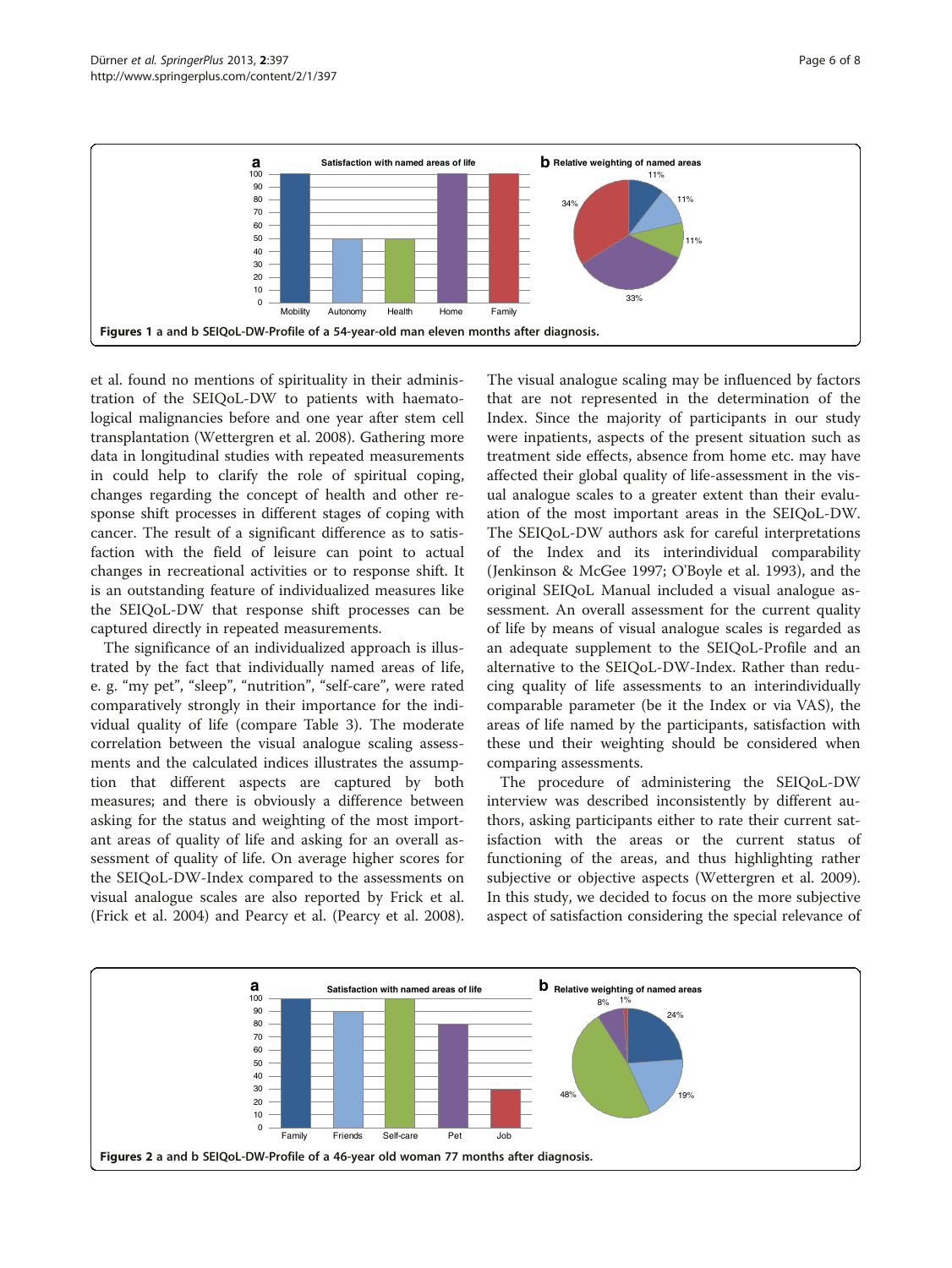Figures 1 a and b SEIQoL-DW-Profile of a 54-year-old man eleven months after diagnosis.

et al. found no mentions of spirituality in their administration of the SEIQoL-DW to patients with haematological malignancies before and one year after stem cell transplantation (Wettergren et al. 2008). Gathering more data in longitudinal studies with repeated measurements in could help to clarify the role of spiritual coping, changes regarding the concept of health and other response shift processes in different stages of coping with cancer. The result of a significant difference as to satisfaction with the field of leisure can point to actual changes in recreational activities or to response shift. It is an outstanding feature of individualized measures like the SEIQoL-DW that response shift processes can be captured directly in repeated measurements.

The significance of an individualized approach is illustrated by the fact that individually named areas of life, e. g. "my pet", "sleep", "nutrition", "self-care", were rated comparatively strongly in their importance for the individual quality of life (compare Table 3). The moderate correlation between the visual analogue scaling assessments and the calculated indices illustrates the assumption that different aspects are captured by both measures; and there is obviously a difference between asking for the status and weighting of the most important areas of quality of life and asking for an overall assessment of quality of life. On average higher scores for the SEIQoL-DW-Index compared to the assessments on visual analogue scales are also reported by Frick et al. (Frick et al. 2004) and Pearcy et al. (Pearcy et al. 2008). The visual analogue scaling may be influenced by factors that are not represented in the determination of the Index. Since the majority of participants in our study were inpatients, aspects of the present situation such as treatment side effects, absence from home etc. may have affected their global quality of life-assessment in the visual analogue scales to a greater extent than their evaluation of the most important areas in the SEIQoL-DW. The SEIQoL-DW authors ask for careful interpretations of the Index and its interindividual comparability (Jenkinson & McGee 1997; O'Boyle et al. 1993), and the original SEIQoL Manual included a visual analogue assessment. An overall assessment for the current quality of life by means of visual analogue scales is regarded as an adequate supplement to the SEIQoL-Profile and an alternative to the SEIQoL-DW-Index. Rather than reducing quality of life assessments to an interindividually comparable parameter (be it the Index or via VAS), the areas of life named by the participants, satisfaction with these und their weighting should be considered when comparing assessments.

The procedure of administering the SEIQoL-DW interview was described inconsistently by different authors, asking participants either to rate their current satisfaction with the areas or the current status of functioning of the areas, and thus highlighting rather subjective or objective aspects (Wettergren et al. 2009). In this study, we decided to focus on the more subjective aspect of satisfaction considering the special relevance of

Figures 2 a and b SEIQoL-DW-Profile of a 46-year old woman 77 months after diagnosis.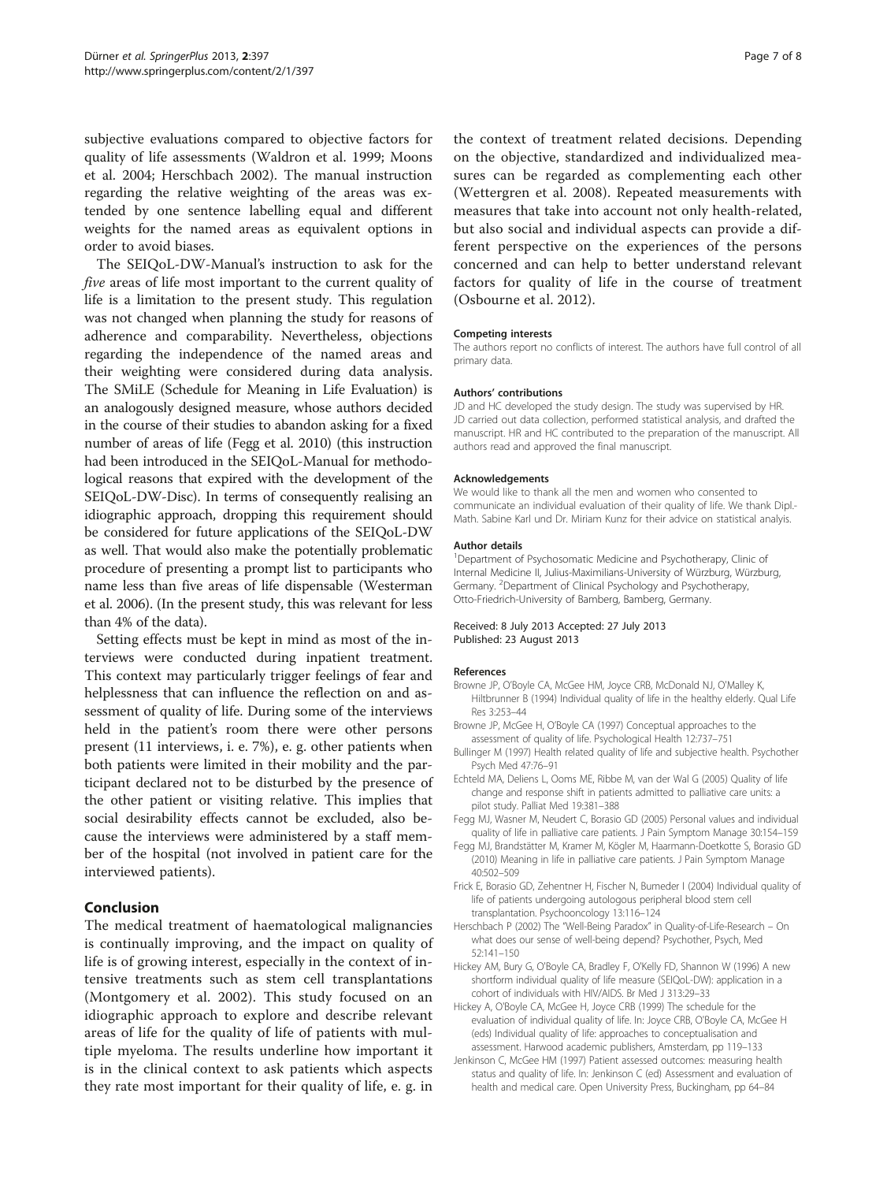subjective evaluations compared to objective factors for quality of life assessments (Waldron et al. 1999; Moons et al. 2004; Herschbach 2002). The manual instruction regarding the relative weighting of the areas was extended by one sentence labelling equal and different weights for the named areas as equivalent options in order to avoid biases.

The SEIQoL-DW-Manual's instruction to ask for the *five* areas of life most important to the current quality of life is a limitation to the present study. This regulation was not changed when planning the study for reasons of adherence and comparability. Nevertheless, objections regarding the independence of the named areas and their weighting were considered during data analysis. The SMiLE (Schedule for Meaning in Life Evaluation) is an analogously designed measure, whose authors decided in the course of their studies to abandon asking for a fixed number of areas of life (Fegg et al. 2010) (this instruction had been introduced in the SEIQoL-Manual for methodological reasons that expired with the development of the SEIQoL-DW-Disc). In terms of consequently realising an idiographic approach, dropping this requirement should be considered for future applications of the SEIQoL-DW as well. That would also make the potentially problematic procedure of presenting a prompt list to participants who name less than five areas of life dispensable (Westerman et al. 2006). (In the present study, this was relevant for less than 4% of the data).

Setting effects must be kept in mind as most of the interviews were conducted during inpatient treatment. This context may particularly trigger feelings of fear and helplessness that can influence the reflection on and assessment of quality of life. During some of the interviews held in the patient's room there were other persons present (11 interviews, i. e. 7%), e. g. other patients when both patients were limited in their mobility and the participant declared not to be disturbed by the presence of the other patient or visiting relative. This implies that social desirability effects cannot be excluded, also because the interviews were administered by a staff member of the hospital (not involved in patient care for the interviewed patients).

## Conclusion

The medical treatment of haematological malignancies is continually improving, and the impact on quality of life is of growing interest, especially in the context of intensive treatments such as stem cell transplantations (Montgomery et al. 2002). This study focused on an idiographic approach to explore and describe relevant areas of life for the quality of life of patients with multiple myeloma. The results underline how important it is in the clinical context to ask patients which aspects they rate most important for their quality of life, e. g. in the context of treatment related decisions. Depending on the objective, standardized and individualized measures can be regarded as complementing each other (Wettergren et al. 2008). Repeated measurements with measures that take into account not only health-related, but also social and individual aspects can provide a different perspective on the experiences of the persons concerned and can help to better understand relevant factors for quality of life in the course of treatment (Osbourne et al. 2012).

#### Competing interests

The authors report no conflicts of interest. The authors have full control of all primary data.

#### Authors' contributions

JD and HC developed the study design. The study was supervised by HR. JD carried out data collection, performed statistical analysis, and drafted the manuscript. HR and HC contributed to the preparation of the manuscript. All authors read and approved the final manuscript.

#### Acknowledgements

We would like to thank all the men and women who consented to communicate an individual evaluation of their quality of life. We thank Dipl.-Math. Sabine Karl und Dr. Miriam Kunz for their advice on statistical analyis.

#### Author details

[1]Department of Psychosomatic Medicine and Psychotherapy, Clinic of Internal Medicine II, Julius-Maximilians-University of Würzburg, Würzburg, Germany. [2]Department of Clinical Psychology and Psychotherapy, Otto-Friedrich-University of Bamberg, Bamberg, Germany.

Received: 8 July 2013 Accepted: 27 July 2013
Published: 23 August 2013

#### References

Browne JP, O'Boyle CA, McGee HM, Joyce CRB, McDonald NJ, O'Malley K, Hiltbrunner B (1994) Individual quality of life in the healthy elderly. Qual Life Res 3:253–44

Browne JP, McGee H, O'Boyle CA (1997) Conceptual approaches to the assessment of quality of life. Psychological Health 12:737–751

Bullinger M (1997) Health related quality of life and subjective health. Psychother Psych Med 47:76–91

Echteld MA, Deliens L, Ooms ME, Ribbe M, van der Wal G (2005) Quality of life change and response shift in patients admitted to palliative care units: a pilot study. Palliat Med 19:381–388

Fegg MJ, Wasner M, Neudert C, Borasio GD (2005) Personal values and individual quality of life in palliative care patients. J Pain Symptom Manage 30:154–159

Fegg MJ, Brandstätter M, Kramer M, Kögler M, Haarmann-Doetkotte S, Borasio GD (2010) Meaning in life in palliative care patients. J Pain Symptom Manage 40:502–509

Frick E, Borasio GD, Zehentner H, Fischer N, Bumeder I (2004) Individual quality of life of patients undergoing autologous peripheral blood stem cell transplantation. Psychooncology 13:116–124

Herschbach P (2002) The "Well-Being Paradox" in Quality-of-Life-Research – On what does our sense of well-being depend? Psychother, Psych, Med 52:141–150

Hickey AM, Bury G, O'Boyle CA, Bradley F, O'Kelly FD, Shannon W (1996) A new shortform individual quality of life measure (SEIQoL-DW): application in a cohort of individuals with HIV/AIDS. Br Med J 313:29–33

Hickey A, O'Boyle CA, McGee H, Joyce CRB (1999) The schedule for the evaluation of individual quality of life. In: Joyce CRB, O'Boyle CA, McGee H (eds) Individual quality of life: approaches to conceptualisation and assessment. Harwood academic publishers, Amsterdam, pp 119–133

Jenkinson C, McGee HM (1997) Patient assessed outcomes: measuring health status and quality of life. In: Jenkinson C (ed) Assessment and evaluation of health and medical care. Open University Press, Buckingham, pp 64–84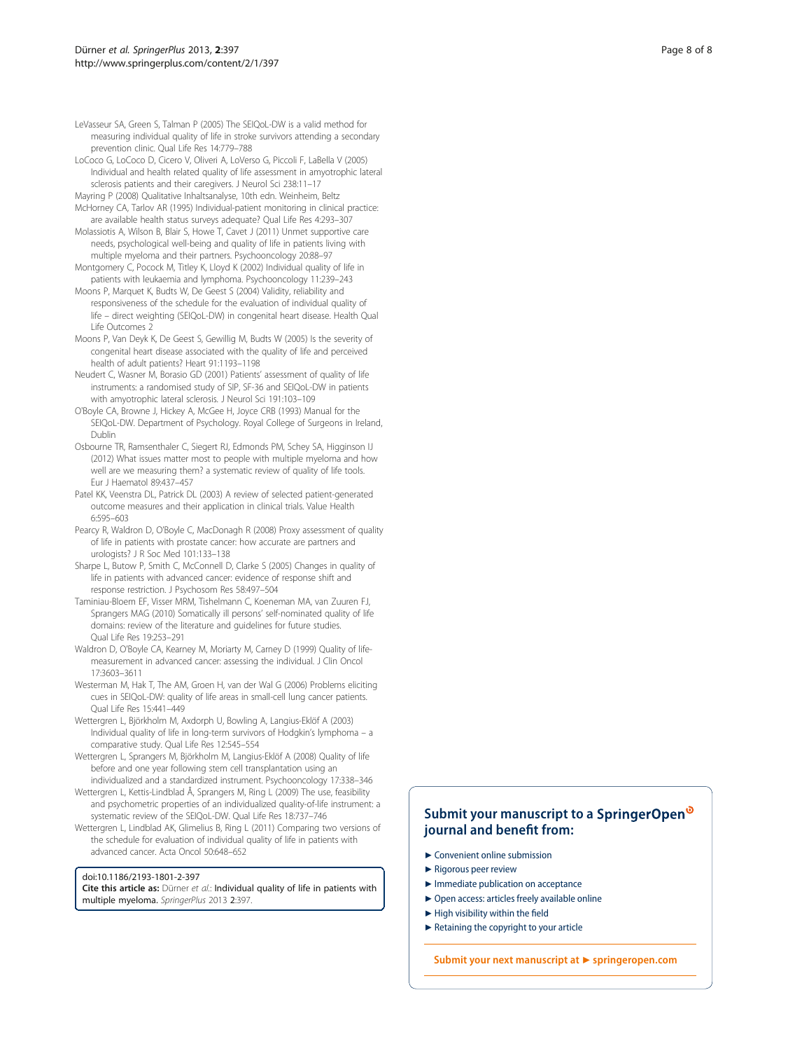LeVasseur SA, Green S, Talman P (2005) The SEIQoL-DW is a valid method for measuring individual quality of life in stroke survivors attending a secondary prevention clinic. Qual Life Res 14:779–788

LoCoco G, LoCoco D, Cicero V, Oliveri A, LoVerso G, Piccoli F, LaBella V (2005) Individual and health related quality of life assessment in amyotrophic lateral sclerosis patients and their caregivers. J Neurol Sci 238:11–17

Mayring P (2008) Qualitative Inhaltsanalyse, 10th edn. Weinheim, Beltz

McHorney CA, Tarlov AR (1995) Individual-patient monitoring in clinical practice: are available health status surveys adequate? Qual Life Res 4:293–307

Molassiotis A, Wilson B, Blair S, Howe T, Cavet J (2011) Unmet supportive care needs, psychological well-being and quality of life in patients living with multiple myeloma and their partners. Psychooncology 20:88–97

Montgomery C, Pocock M, Titley K, Lloyd K (2002) Individual quality of life in patients with leukaemia and lymphoma. Psychooncology 11:239–243

Moons P, Marquet K, Budts W, De Geest S (2004) Validity, reliability and responsiveness of the schedule for the evaluation of individual quality of life – direct weighting (SEIQoL-DW) in congenital heart disease. Health Qual Life Outcomes 2

Moons P, Van Deyk K, De Geest S, Gewillig M, Budts W (2005) Is the severity of congenital heart disease associated with the quality of life and perceived health of adult patients? Heart 91:1193–1198

Neudert C, Wasner M, Borasio GD (2001) Patients' assessment of quality of life instruments: a randomised study of SIP, SF-36 and SEIQoL-DW in patients with amyotrophic lateral sclerosis. J Neurol Sci 191:103–109

O'Boyle CA, Browne J, Hickey A, McGee H, Joyce CRB (1993) Manual for the SEIQoL-DW. Department of Psychology. Royal College of Surgeons in Ireland, Dublin

Osbourne TR, Ramsenthaler C, Siegert RJ, Edmonds PM, Schey SA, Higginson IJ (2012) What issues matter most to people with multiple myeloma and how well are we measuring them? a systematic review of quality of life tools. Eur J Haematol 89:437–457

Patel KK, Veenstra DL, Patrick DL (2003) A review of selected patient-generated outcome measures and their application in clinical trials. Value Health 6:595–603

Pearcy R, Waldron D, O'Boyle C, MacDonagh R (2008) Proxy assessment of quality of life in patients with prostate cancer: how accurate are partners and urologists? J R Soc Med 101:133–138

Sharpe L, Butow P, Smith C, McConnell D, Clarke S (2005) Changes in quality of life in patients with advanced cancer: evidence of response shift and response restriction. J Psychosom Res 58:497–504

Taminiau-Bloem EF, Visser MRM, Tishelmann C, Koeneman MA, van Zuuren FJ, Sprangers MAG (2010) Somatically ill persons' self-nominated quality of life domains: review of the literature and guidelines for future studies. Qual Life Res 19:253–291

Waldron D, O'Boyle CA, Kearney M, Moriarty M, Carney D (1999) Quality of life-measurement in advanced cancer: assessing the individual. J Clin Oncol 17:3603–3611

Westerman M, Hak T, The AM, Groen H, van der Wal G (2006) Problems eliciting cues in SEIQoL-DW: quality of life areas in small-cell lung cancer patients. Qual Life Res 15:441–449

Wettergren L, Björkholm M, Axdorph U, Bowling A, Langius-Eklöf A (2003) Individual quality of life in long-term survivors of Hodgkin's lymphoma – a comparative study. Qual Life Res 12:545–554

Wettergren L, Sprangers M, Björkholm M, Langius-Eklöf A (2008) Quality of life before and one year following stem cell transplantation using an individualized and a standardized instrument. Psychooncology 17:338–346

Wettergren L, Kettis-Lindblad Å, Sprangers M, Ring L (2009) The use, feasibility and psychometric properties of an individualized quality-of-life instrument: a systematic review of the SEIQoL-DW. Qual Life Res 18:737–746

Wettergren L, Lindblad AK, Glimelius B, Ring L (2011) Comparing two versions of the schedule for evaluation of individual quality of life in patients with advanced cancer. Acta Oncol 50:648–652

doi:10.1186/2193-1801-2-397

**Cite this article as:** Dürner *et al.*: Individual quality of life in patients with multiple myeloma. *SpringerPlus* 2013 **2**:397.

**Submit your manuscript to a SpringerOpen journal and benefit from:**

- ► Convenient online submission
- ► Rigorous peer review
- ► Immediate publication on acceptance
- ► Open access: articles freely available online
- ► High visibility within the field
- ► Retaining the copyright to your article

**Submit your next manuscript at ► springeropen.com**